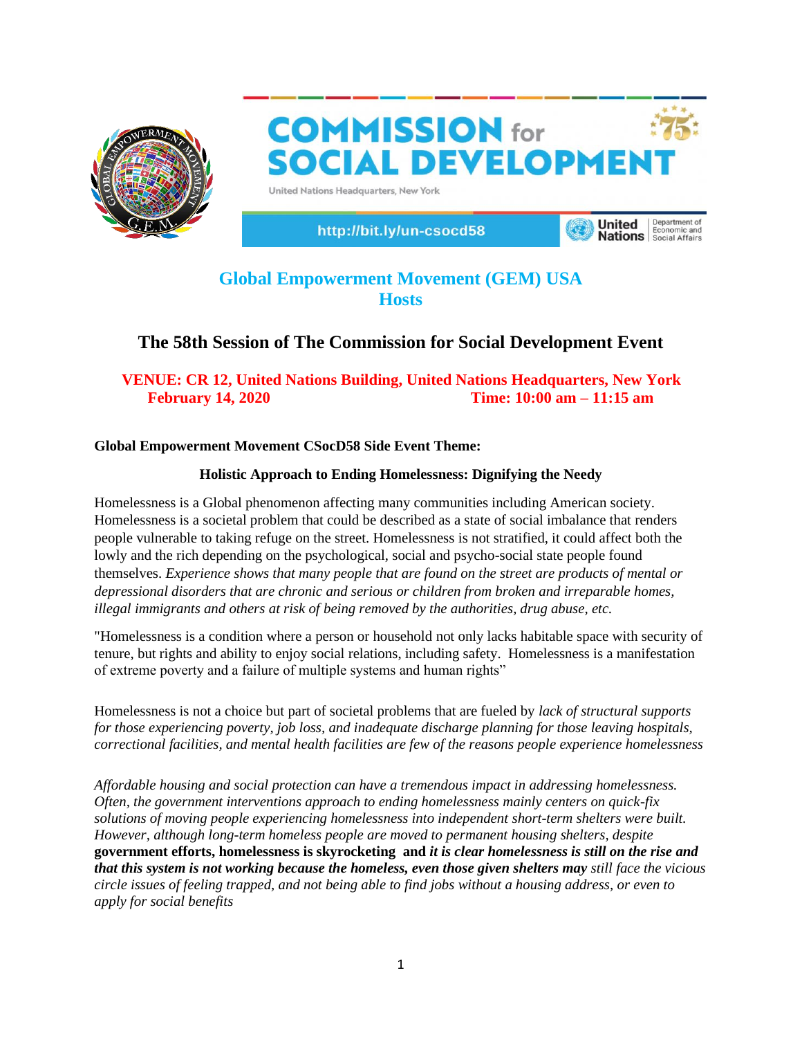COMMISSION for SOCIAL DEVELOPMENT

United Nations Headquarters, New York

http://bit.ly/un-csocd58

United Nations | Department of Economic and Social Affairs

## Global Empowerment Movement (GEM) USA Hosts

# The 58th Session of The Commission for Social Development Event

**VENUE: CR 12, United Nations Building, United Nations Headquarters, New York**
**February 14, 2020 Time: 10:00 am – 11:15 am**

**Global Empowerment Movement CSocD58 Side Event Theme:**

**Holistic Approach to Ending Homelessness: Dignifying the Needy**

Homelessness is a Global phenomenon affecting many communities including American society. Homelessness is a societal problem that could be described as a state of social imbalance that renders people vulnerable to taking refuge on the street. Homelessness is not stratified, it could affect both the lowly and the rich depending on the psychological, social and psycho-social state people found themselves. *Experience shows that many people that are found on the street are products of mental or depressional disorders that are chronic and serious or children from broken and irreparable homes, illegal immigrants and others at risk of being removed by the authorities, drug abuse, etc.*

"Homelessness is a condition where a person or household not only lacks habitable space with security of tenure, but rights and ability to enjoy social relations, including safety. Homelessness is a manifestation of extreme poverty and a failure of multiple systems and human rights"

Homelessness is not a choice but part of societal problems that are fueled by *lack of structural supports for those experiencing poverty, job loss, and inadequate discharge planning for those leaving hospitals, correctional facilities, and mental health facilities are few of the reasons people experience homelessness*

*Affordable housing and social protection can have a tremendous impact in addressing homelessness. Often, the government interventions approach to ending homelessness mainly centers on quick-fix solutions of moving people experiencing homelessness into independent short-term shelters were built. However, although long-term homeless people are moved to permanent housing shelters, despite* **government efforts, homelessness is skyrocketing and *it is clear homelessness is still on the rise and that this system is not working because the homeless, even those given shelters may*** *still face the vicious circle issues of feeling trapped, and not being able to find jobs without a housing address, or even to apply for social benefits*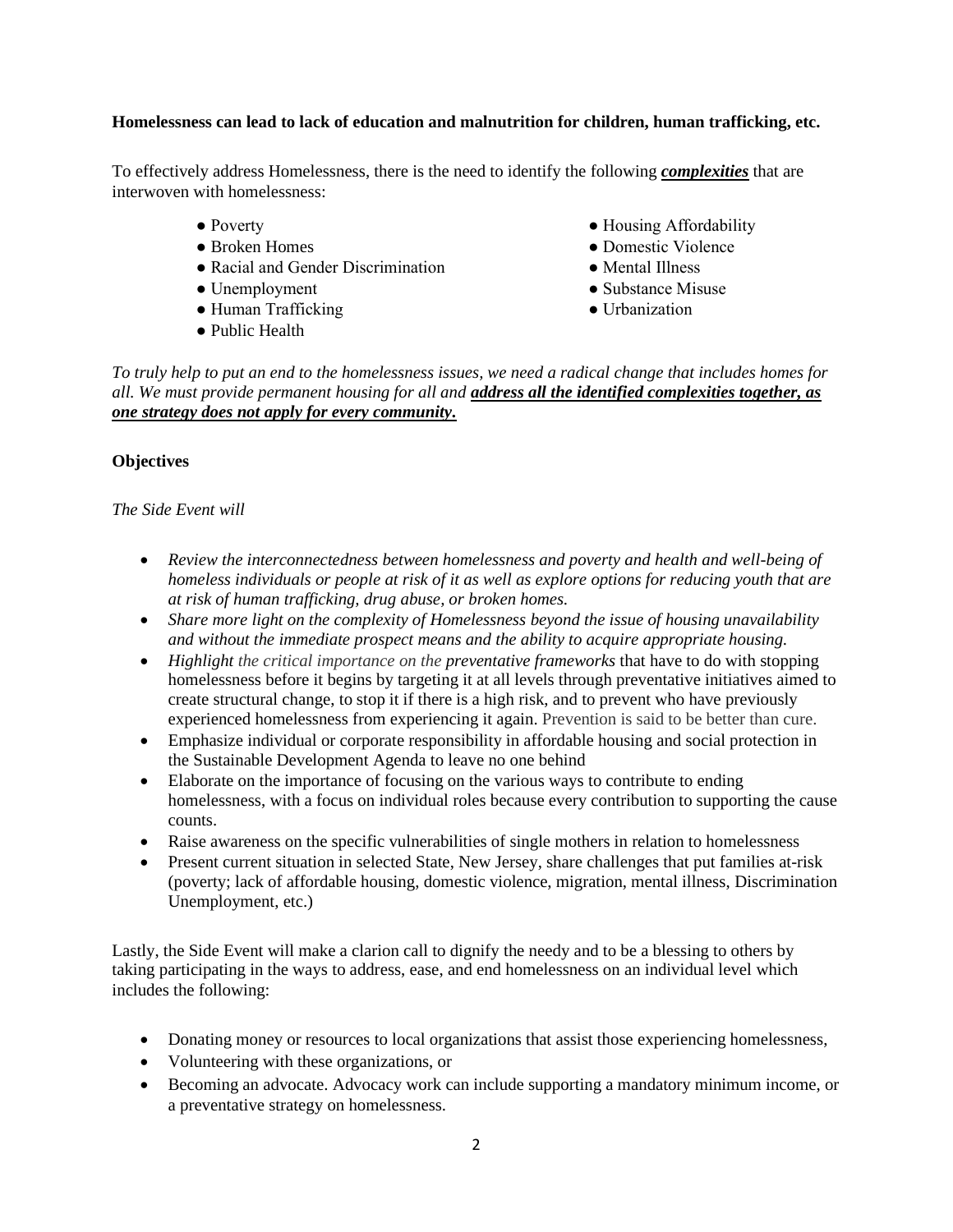**Homelessness can lead to lack of education and malnutrition for children, human trafficking, etc.**

To effectively address Homelessness, there is the need to identify the following ***complexities*** that are interwoven with homelessness:

- Poverty
- Broken Homes
- Racial and Gender Discrimination
- Unemployment
- Human Trafficking
- Public Health
- Housing Affordability
- Domestic Violence
- Mental Illness
- Substance Misuse
- Urbanization

*To truly help to put an end to the homelessness issues, we need a radical change that includes homes for all. We must provide permanent housing for all and* ***address all the identified complexities together, as one strategy does not apply for every community.***

**Objectives**

*The Side Event will*

- *Review the interconnectedness between homelessness and poverty and health and well-being of homeless individuals or people at risk of it as well as explore options for reducing youth that are at risk of human trafficking, drug abuse, or broken homes.*
- *Share more light on the complexity of Homelessness beyond the issue of housing unavailability and without the immediate prospect means and the ability to acquire appropriate housing.*
- *Highlight the critical importance on the preventative frameworks* that have to do with stopping homelessness before it begins by targeting it at all levels through preventative initiatives aimed to create structural change, to stop it if there is a high risk, and to prevent who have previously experienced homelessness from experiencing it again. Prevention is said to be better than cure.
- Emphasize individual or corporate responsibility in affordable housing and social protection in the Sustainable Development Agenda to leave no one behind
- Elaborate on the importance of focusing on the various ways to contribute to ending homelessness, with a focus on individual roles because every contribution to supporting the cause counts.
- Raise awareness on the specific vulnerabilities of single mothers in relation to homelessness
- Present current situation in selected State, New Jersey, share challenges that put families at-risk (poverty; lack of affordable housing, domestic violence, migration, mental illness, Discrimination Unemployment, etc.)

Lastly, the Side Event will make a clarion call to dignify the needy and to be a blessing to others by taking participating in the ways to address, ease, and end homelessness on an individual level which includes the following:

- Donating money or resources to local organizations that assist those experiencing homelessness,
- Volunteering with these organizations, or
- Becoming an advocate. Advocacy work can include supporting a mandatory minimum income, or a preventative strategy on homelessness.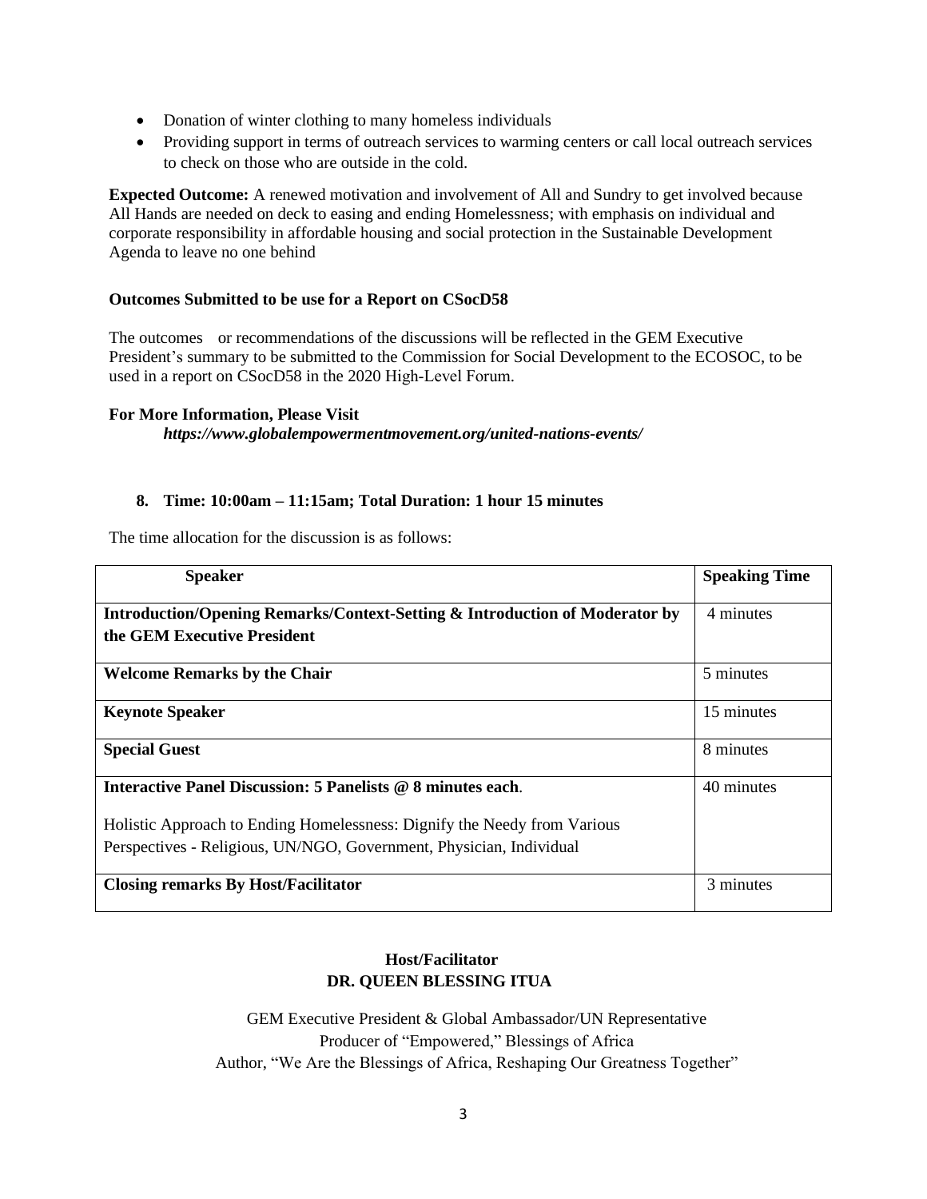- Donation of winter clothing to many homeless individuals
- Providing support in terms of outreach services to warming centers or call local outreach services to check on those who are outside in the cold.

**Expected Outcome:** A renewed motivation and involvement of All and Sundry to get involved because All Hands are needed on deck to easing and ending Homelessness; with emphasis on individual and corporate responsibility in affordable housing and social protection in the Sustainable Development Agenda to leave no one behind

**Outcomes Submitted to be use for a Report on CSocD58**

The outcomes or recommendations of the discussions will be reflected in the GEM Executive President's summary to be submitted to the Commission for Social Development to the ECOSOC, to be used in a report on CSocD58 in the 2020 High-Level Forum.

**For More Information, Please Visit**

***https://www.globalempowermentmovement.org/united-nations-events/***

**8. Time: 10:00am – 11:15am; Total Duration: 1 hour 15 minutes**

The time allocation for the discussion is as follows:

| Speaker | Speaking Time |
|---|---|
| **Introduction/Opening Remarks/Context-Setting & Introduction of Moderator by the GEM Executive President** | 4 minutes |
| **Welcome Remarks by the Chair** | 5 minutes |
| **Keynote Speaker** | 15 minutes |
| **Special Guest** | 8 minutes |
| **Interactive Panel Discussion: 5 Panelists @ 8 minutes each**.<br><br>Holistic Approach to Ending Homelessness: Dignify the Needy from Various Perspectives - Religious, UN/NGO, Government, Physician, Individual | 40 minutes |
| **Closing remarks By Host/Facilitator** | 3 minutes |

**Host/Facilitator**
**DR. QUEEN BLESSING ITUA**

GEM Executive President & Global Ambassador/UN Representative
Producer of "Empowered," Blessings of Africa
Author, "We Are the Blessings of Africa, Reshaping Our Greatness Together"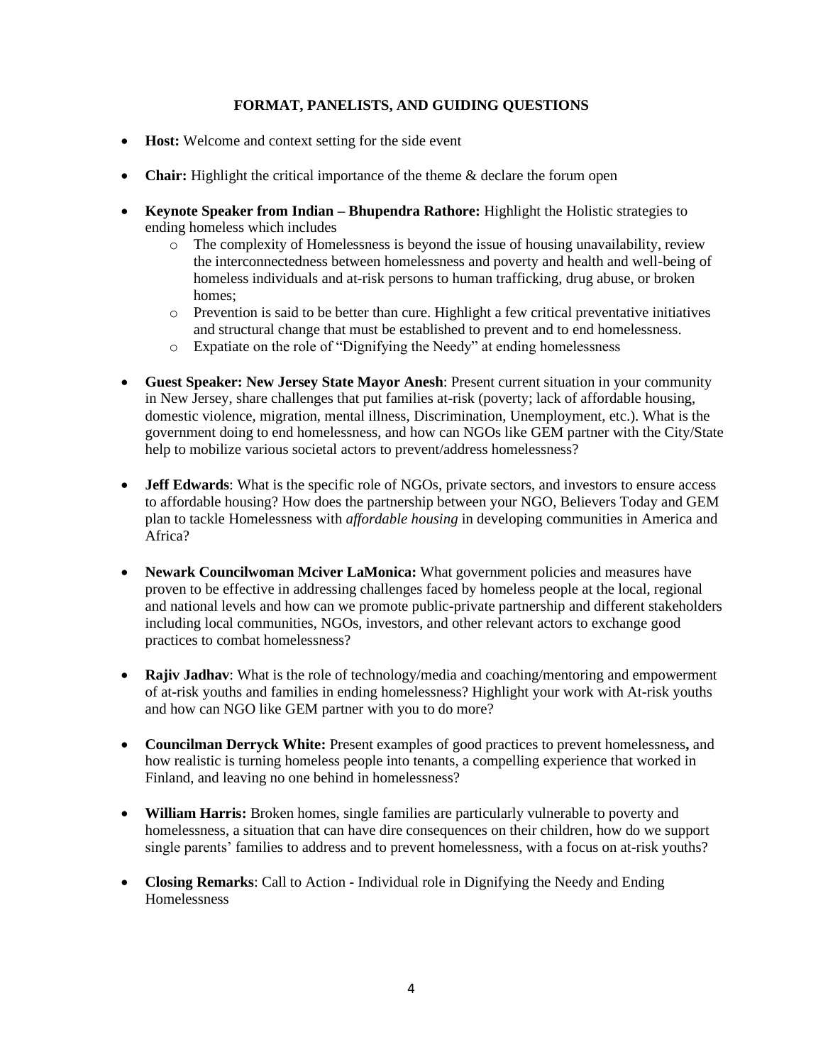## FORMAT, PANELISTS, AND GUIDING QUESTIONS

- **Host:** Welcome and context setting for the side event
- **Chair:** Highlight the critical importance of the theme & declare the forum open
- **Keynote Speaker from Indian – Bhupendra Rathore:** Highlight the Holistic strategies to ending homeless which includes
  - The complexity of Homelessness is beyond the issue of housing unavailability, review the interconnectedness between homelessness and poverty and health and well-being of homeless individuals and at-risk persons to human trafficking, drug abuse, or broken homes;
  - Prevention is said to be better than cure. Highlight a few critical preventative initiatives and structural change that must be established to prevent and to end homelessness.
  - Expatiate on the role of "Dignifying the Needy" at ending homelessness
- **Guest Speaker: New Jersey State Mayor Anesh**: Present current situation in your community in New Jersey, share challenges that put families at-risk (poverty; lack of affordable housing, domestic violence, migration, mental illness, Discrimination, Unemployment, etc.). What is the government doing to end homelessness, and how can NGOs like GEM partner with the City/State help to mobilize various societal actors to prevent/address homelessness?
- **Jeff Edwards**: What is the specific role of NGOs, private sectors, and investors to ensure access to affordable housing? How does the partnership between your NGO, Believers Today and GEM plan to tackle Homelessness with *affordable housing* in developing communities in America and Africa?
- **Newark Councilwoman Mciver LaMonica:** What government policies and measures have proven to be effective in addressing challenges faced by homeless people at the local, regional and national levels and how can we promote public-private partnership and different stakeholders including local communities, NGOs, investors, and other relevant actors to exchange good practices to combat homelessness?
- **Rajiv Jadhav**: What is the role of technology/media and coaching/mentoring and empowerment of at-risk youths and families in ending homelessness? Highlight your work with At-risk youths and how can NGO like GEM partner with you to do more?
- **Councilman Derryck White:** Present examples of good practices to prevent homelessness**,** and how realistic is turning homeless people into tenants, a compelling experience that worked in Finland, and leaving no one behind in homelessness?
- **William Harris:** Broken homes, single families are particularly vulnerable to poverty and homelessness, a situation that can have dire consequences on their children, how do we support single parents' families to address and to prevent homelessness, with a focus on at-risk youths?
- **Closing Remarks**: Call to Action - Individual role in Dignifying the Needy and Ending Homelessness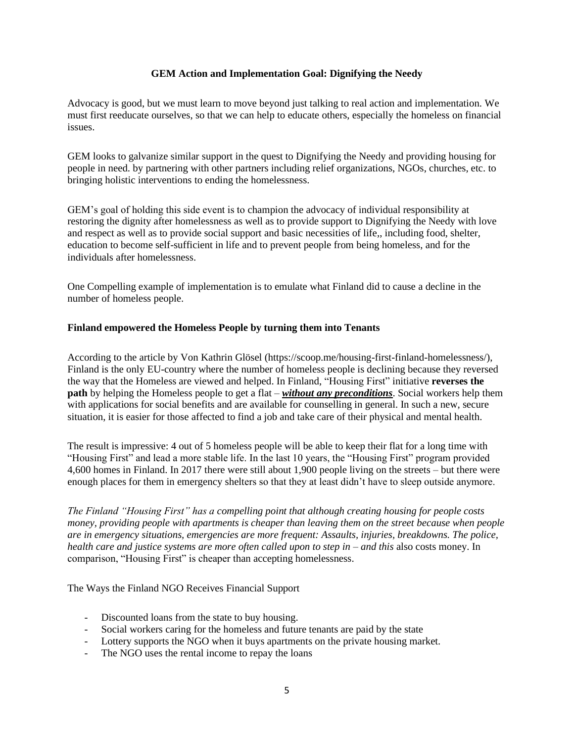**GEM Action and Implementation Goal: Dignifying the Needy**

Advocacy is good, but we must learn to move beyond just talking to real action and implementation. We must first reeducate ourselves, so that we can help to educate others, especially the homeless on financial issues.

GEM looks to galvanize similar support in the quest to Dignifying the Needy and providing housing for people in need. by partnering with other partners including relief organizations, NGOs, churches, etc. to bringing holistic interventions to ending the homelessness.

GEM's goal of holding this side event is to champion the advocacy of individual responsibility at restoring the dignity after homelessness as well as to provide support to Dignifying the Needy with love and respect as well as to provide social support and basic necessities of life,, including food, shelter, education to become self-sufficient in life and to prevent people from being homeless, and for the individuals after homelessness.

One Compelling example of implementation is to emulate what Finland did to cause a decline in the number of homeless people.

**Finland empowered the Homeless People by turning them into Tenants**

According to the article by Von Kathrin Glösel (https://scoop.me/housing-first-finland-homelessness/), Finland is the only EU-country where the number of homeless people is declining because they reversed the way that the Homeless are viewed and helped. In Finland, "Housing First" initiative **reverses the path** by helping the Homeless people to get a flat – ***<u>without any preconditions</u>***. Social workers help them with applications for social benefits and are available for counselling in general. In such a new, secure situation, it is easier for those affected to find a job and take care of their physical and mental health.

The result is impressive: 4 out of 5 homeless people will be able to keep their flat for a long time with "Housing First" and lead a more stable life. In the last 10 years, the "Housing First" program provided 4,600 homes in Finland. In 2017 there were still about 1,900 people living on the streets – but there were enough places for them in emergency shelters so that they at least didn't have to sleep outside anymore.

*The Finland "Housing First" has a compelling point that although creating housing for people costs money, providing people with apartments is cheaper than leaving them on the street because when people are in emergency situations, emergencies are more frequent: Assaults, injuries, breakdowns. The police, health care and justice systems are more often called upon to step in – and this* also costs money. In comparison, "Housing First" is cheaper than accepting homelessness.

The Ways the Finland NGO Receives Financial Support

- Discounted loans from the state to buy housing.
- Social workers caring for the homeless and future tenants are paid by the state
- Lottery supports the NGO when it buys apartments on the private housing market.
- The NGO uses the rental income to repay the loans